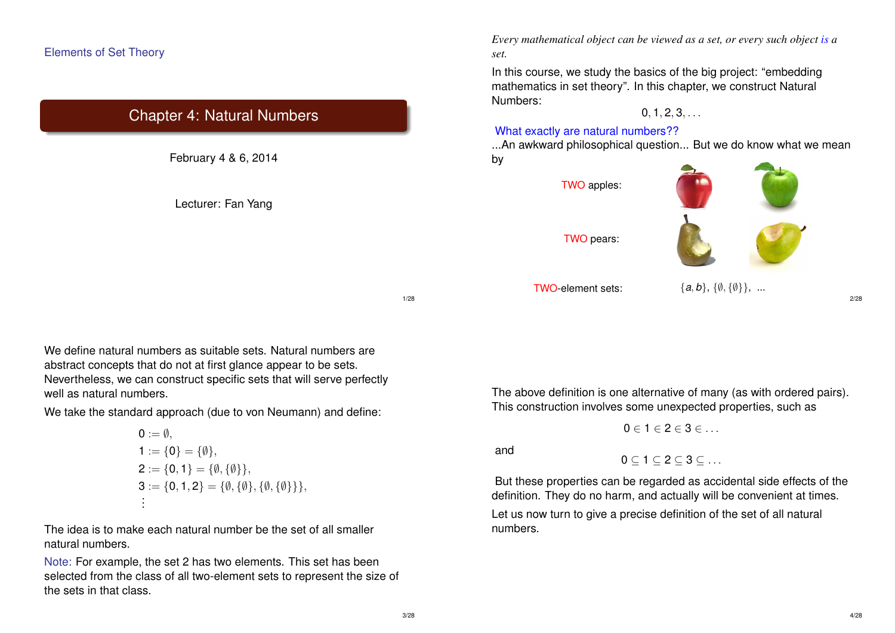Elements of Set Theory

# Chapter 4: Natural Numbers

February 4 & 6, 2014

Lecturer: Fan Yang

*Every mathematical object can be viewed as a set, or every such object is a set.*

In this course, we study the basics of the big project: "embedding mathematics in set theory". In this chapter, we construct Natural Numbers:

$$0, 1, 2, 3, \ldots$$

What exactly are natural numbers??

...An awkward philosophical question... But we do know what we mean by

TWO apples:

TWO pears:

TWO-element sets: $\{a, b\}$, $\{\emptyset, \{\emptyset\}\}$, ...

We define natural numbers as suitable sets. Natural numbers are abstract concepts that do not at first glance appear to be sets. Nevertheless, we can construct specific sets that will serve perfectly well as natural numbers.

We take the standard approach (due to von Neumann) and define:

$$\begin{aligned}
0 &:= \emptyset, \\
1 &:= \{0\} = \{\emptyset\}, \\
2 &:= \{0, 1\} = \{\emptyset, \{\emptyset\}\}, \\
3 &:= \{0, 1, 2\} = \{\emptyset, \{\emptyset\}, \{\emptyset, \{\emptyset\}\}\}, \\
&\vdots
\end{aligned}$$

The idea is to make each natural number be the set of all smaller natural numbers.

Note: For example, the set 2 has two elements. This set has been selected from the class of all two-element sets to represent the size of the sets in that class.

The above definition is one alternative of many (as with ordered pairs). This construction involves some unexpected properties, such as

$$0 \in 1 \in 2 \in 3 \in \ldots$$

and

$$0 \subseteq 1 \subseteq 2 \subseteq 3 \subseteq \ldots$$

But these properties can be regarded as accidental side effects of the definition. They do no harm, and actually will be convenient at times.

Let us now turn to give a precise definition of the set of all natural numbers.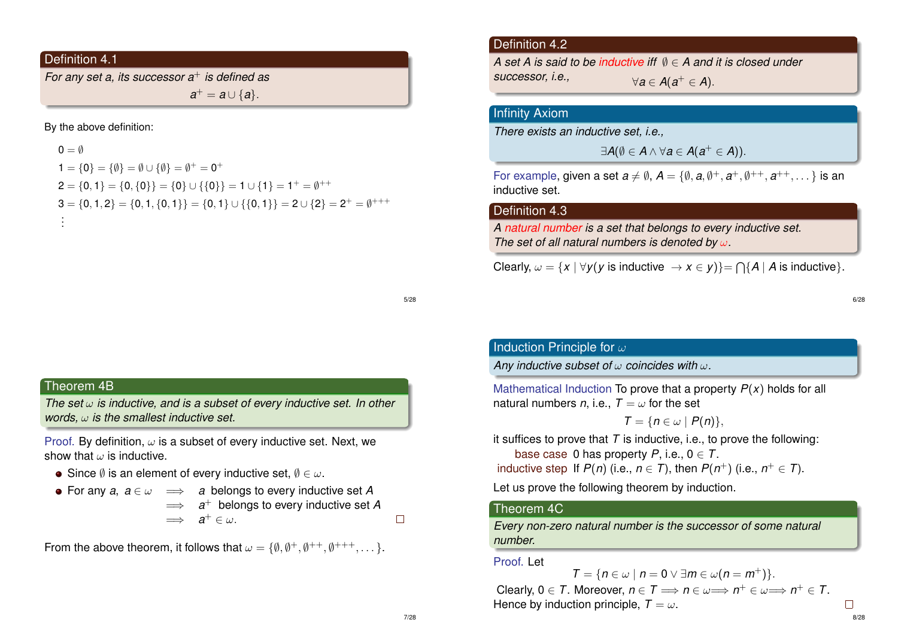### Definition 4.1

*For any set $a$, its successor $a^+$ is defined as*

$$a^+ = a \cup \{a\}.$$

By the above definition:

$$0 = \emptyset$$
$$1 = \{0\} = \{\emptyset\} = \emptyset \cup \{\emptyset\} = \emptyset^+ = 0^+$$
$$2 = \{0, 1\} = \{0, \{0\}\} = \{0\} \cup \{\{0\}\} = 1 \cup \{1\} = 1^+ = \emptyset^{++}$$
$$3 = \{0, 1, 2\} = \{0, 1, \{0, 1\}\} = \{0, 1\} \cup \{\{0, 1\}\} = 2 \cup \{2\} = 2^+ = \emptyset^{+++}$$
$$\vdots$$

### Definition 4.2

*A set $A$ is said to be **inductive** iff $\emptyset \in A$ and it is closed under successor, i.e.,*

$$\forall a \in A(a^+ \in A).$$

### Infinity Axiom

*There exists an inductive set, i.e.,*

$$\exists A(\emptyset \in A \wedge \forall a \in A(a^+ \in A)).$$

For example, given a set $a \neq \emptyset$, $A = \{\emptyset, a, \emptyset^+, a^+, \emptyset^{++}, a^{++}, \dots\}$ is an inductive set.

### Definition 4.3

*A **natural number** is a set that belongs to every inductive set.*
*The set of all natural numbers is denoted by $\omega$.*

Clearly, $\omega = \{x \mid \forall y(y \text{ is inductive } \rightarrow x \in y)\} = \bigcap\{A \mid A \text{ is inductive}\}$.

### Theorem 4B

*The set $\omega$ is inductive, and is a subset of every inductive set. In other words, $\omega$ is the smallest inductive set.*

Proof. By definition, $\omega$ is a subset of every inductive set. Next, we show that $\omega$ is inductive.

- Since $\emptyset$ is an element of every inductive set, $\emptyset \in \omega$.
- For any $a$, $a \in \omega$ $\implies$ $a$ belongs to every inductive set $A$
  $\implies$ $a^+$ belongs to every inductive set $A$
  $\implies$ $a^+ \in \omega$. □

From the above theorem, it follows that $\omega = \{\emptyset, \emptyset^+, \emptyset^{++}, \emptyset^{+++}, \dots\}$.

### Induction Principle for $\omega$

*Any inductive subset of $\omega$ coincides with $\omega$.*

Mathematical Induction To prove that a property $P(x)$ holds for all natural numbers $n$, i.e., $T = \omega$ for the set

$$T = \{n \in \omega \mid P(n)\},$$

it suffices to prove that $T$ is inductive, i.e., to prove the following:

- base case $0$ has property $P$, i.e., $0 \in T$.
- inductive step If $P(n)$ (i.e., $n \in T$), then $P(n^+)$ (i.e., $n^+ \in T$).

Let us prove the following theorem by induction.

### Theorem 4C

*Every non-zero natural number is the successor of some natural number.*

Proof. Let

$$T = \{n \in \omega \mid n = 0 \vee \exists m \in \omega(n = m^+)\}.$$

Clearly, $0 \in T$. Moreover, $n \in T \implies n \in \omega \implies n^+ \in \omega \implies n^+ \in T$.
Hence by induction principle, $T = \omega$. □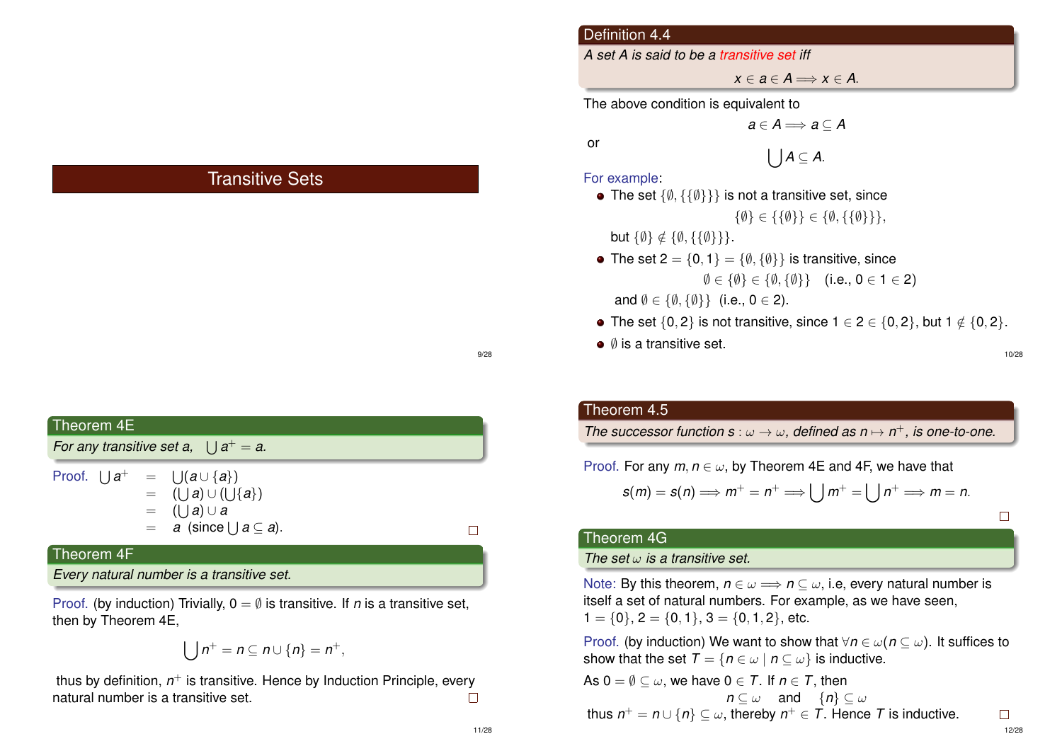# Transitive Sets

**Definition 4.4**

*A set $A$ is said to be a transitive set iff*

$$x \in a \in A \Longrightarrow x \in A.$$

The above condition is equivalent to

$$a \in A \Longrightarrow a \subseteq A$$

or

$$\bigcup A \subseteq A.$$

For example:

- The set $\{\emptyset, \{\{\emptyset\}\}\}$ is not a transitive set, since
$$\{\emptyset\} \in \{\{\emptyset\}\} \in \{\emptyset, \{\{\emptyset\}\}\},$$
but $\{\emptyset\} \notin \{\emptyset, \{\{\emptyset\}\}\}$.
- The set $2 = \{0, 1\} = \{\emptyset, \{\emptyset\}\}$ is transitive, since
$$\emptyset \in \{\emptyset\} \in \{\emptyset, \{\emptyset\}\} \quad \text{(i.e., } 0 \in 1 \in 2\text{)}$$
and $\emptyset \in \{\emptyset, \{\emptyset\}\}$ (i.e., $0 \in 2$).
- The set $\{0, 2\}$ is not transitive, since $1 \in 2 \in \{0, 2\}$, but $1 \notin \{0, 2\}$.
- $\emptyset$ is a transitive set.

**Theorem 4E**

*For any transitive set $a$, $\bigcup a^+ = a$.*

Proof.

$$\begin{aligned} \bigcup a^+ &= \bigcup (a \cup \{a\}) \\ &= (\bigcup a) \cup (\bigcup \{a\}) \\ &= (\bigcup a) \cup a \\ &= a \ \text{ (since } \bigcup a \subseteq a\text{).} \end{aligned}$$

□

**Theorem 4F**

*Every natural number is a transitive set.*

Proof. (by induction) Trivially, $0 = \emptyset$ is transitive. If $n$ is a transitive set, then by Theorem 4E,

$$\bigcup n^+ = n \subseteq n \cup \{n\} = n^+,$$

thus by definition, $n^+$ is transitive. Hence by Induction Principle, every natural number is a transitive set. □

**Theorem 4.5**

*The successor function $s : \omega \to \omega$, defined as $n \mapsto n^+$, is one-to-one.*

Proof. For any $m, n \in \omega$, by Theorem 4E and 4F, we have that

$$s(m) = s(n) \Longrightarrow m^+ = n^+ \Longrightarrow \bigcup m^+ = \bigcup n^+ \Longrightarrow m = n.$$

□

**Theorem 4G**

*The set $\omega$ is a transitive set.*

Note: By this theorem, $n \in \omega \Longrightarrow n \subseteq \omega$, i.e, every natural number is itself a set of natural numbers. For example, as we have seen, $1 = \{0\}$, $2 = \{0, 1\}$, $3 = \{0, 1, 2\}$, etc.

Proof. (by induction) We want to show that $\forall n \in \omega (n \subseteq \omega)$. It suffices to show that the set $T = \{n \in \omega \mid n \subseteq \omega\}$ is inductive.

As $0 = \emptyset \subseteq \omega$, we have $0 \in T$. If $n \in T$, then

$$n \subseteq \omega \quad \text{and} \quad \{n\} \subseteq \omega$$

thus $n^+ = n \cup \{n\} \subseteq \omega$, thereby $n^+ \in T$. Hence $T$ is inductive. □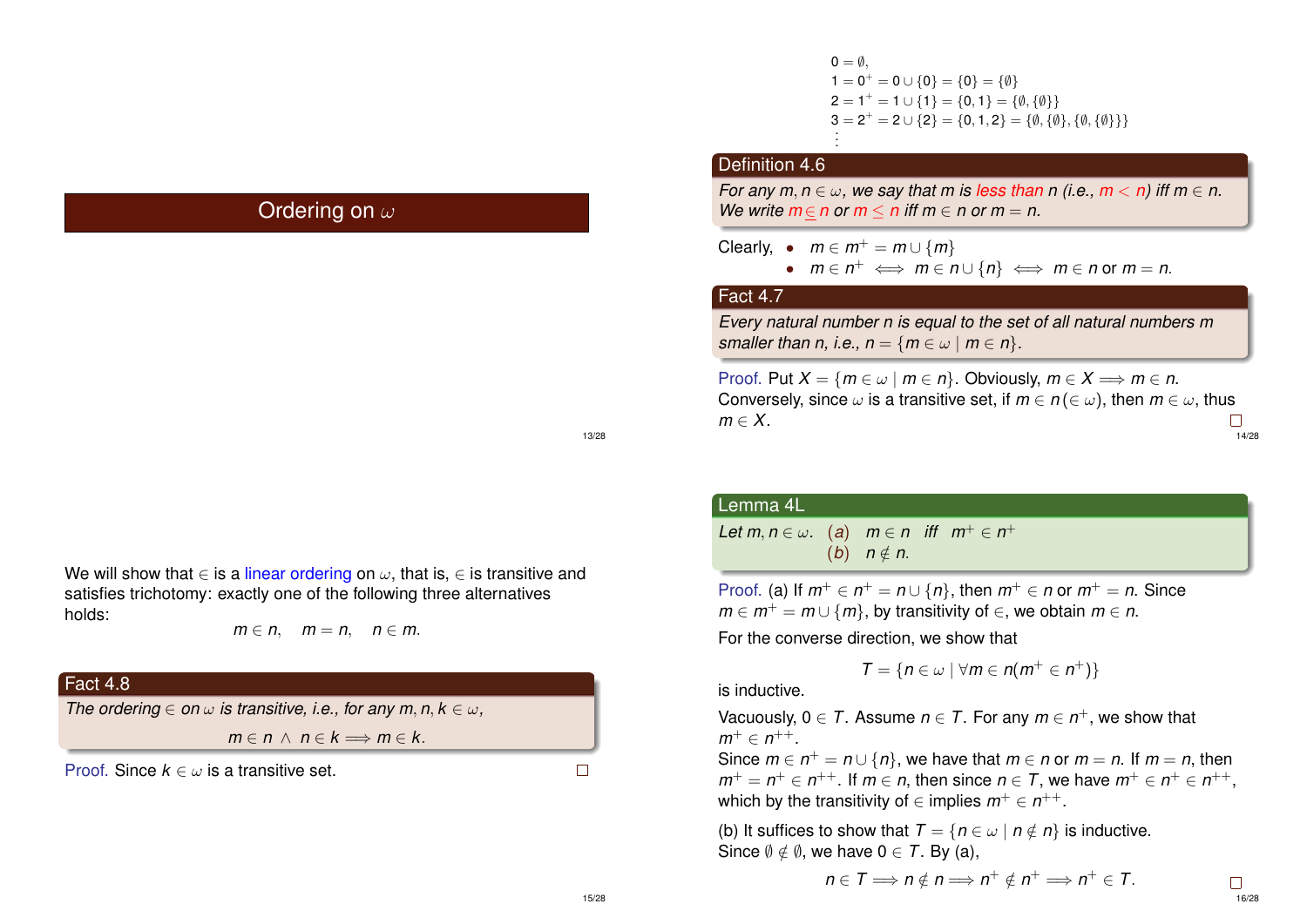# Ordering on $\omega$

$$
\begin{aligned}
0 &= \emptyset, \\
1 &= 0^+ = 0 \cup \{0\} = \{0\} = \{\emptyset\} \\
2 &= 1^+ = 1 \cup \{1\} = \{0, 1\} = \{\emptyset, \{\emptyset\}\} \\
3 &= 2^+ = 2 \cup \{2\} = \{0, 1, 2\} = \{\emptyset, \{\emptyset\}, \{\emptyset, \{\emptyset\}\}\} \\
&\vdots
\end{aligned}
$$

**Definition 4.6**

*For any $m, n \in \omega$, we say that $m$ is less than $n$ (i.e., $m < n$) iff $m \in n$. We write $m \underline{\in} n$ or $m \leq n$ iff $m \in n$ or $m = n$.*

Clearly,
- $m \in m^+ = m \cup \{m\}$
- $m \in n^+ \iff m \in n \cup \{n\} \iff m \in n$ or $m = n$.

**Fact 4.7**

*Every natural number $n$ is equal to the set of all natural numbers $m$ smaller than $n$, i.e., $n = \{m \in \omega \mid m \in n\}$.*

Proof. Put $X = \{m \in \omega \mid m \in n\}$. Obviously, $m \in X \Longrightarrow m \in n$.
Conversely, since $\omega$ is a transitive set, if $m \in n (\in \omega)$, then $m \in \omega$, thus $m \in X$. □

We will show that $\in$ is a linear ordering on $\omega$, that is, $\in$ is transitive and satisfies trichotomy: exactly one of the following three alternatives holds:

$$m \in n, \quad m = n, \quad n \in m.$$

**Fact 4.8**

*The ordering $\in$ on $\omega$ is transitive, i.e., for any $m, n, k \in \omega$,*

$$m \in n \ \wedge \ n \in k \Longrightarrow m \in k.$$

Proof. Since $k \in \omega$ is a transitive set. □

**Lemma 4L**

*Let $m, n \in \omega$.* (a) $m \in n$ iff $m^+ \in n^+$
(b) $n \notin n$.

Proof. (a) If $m^+ \in n^+ = n \cup \{n\}$, then $m^+ \in n$ or $m^+ = n$. Since $m \in m^+ = m \cup \{m\}$, by transitivity of $\in$, we obtain $m \in n$.

For the converse direction, we show that

$$T = \{n \in \omega \mid \forall m \in n (m^+ \in n^+)\}$$

is inductive.

Vacuously, $0 \in T$. Assume $n \in T$. For any $m \in n^+$, we show that $m^+ \in n^{++}$.
Since $m \in n^+ = n \cup \{n\}$, we have that $m \in n$ or $m = n$. If $m = n$, then $m^+ = n^+ \in n^{++}$. If $m \in n$, then since $n \in T$, we have $m^+ \in n^+ \in n^{++}$, which by the transitivity of $\in$ implies $m^+ \in n^{++}$.

(b) It suffices to show that $T = \{n \in \omega \mid n \notin n\}$ is inductive.
Since $\emptyset \notin \emptyset$, we have $0 \in T$. By (a),

$$n \in T \Longrightarrow n \notin n \Longrightarrow n^+ \notin n^+ \Longrightarrow n^+ \in T.$$

□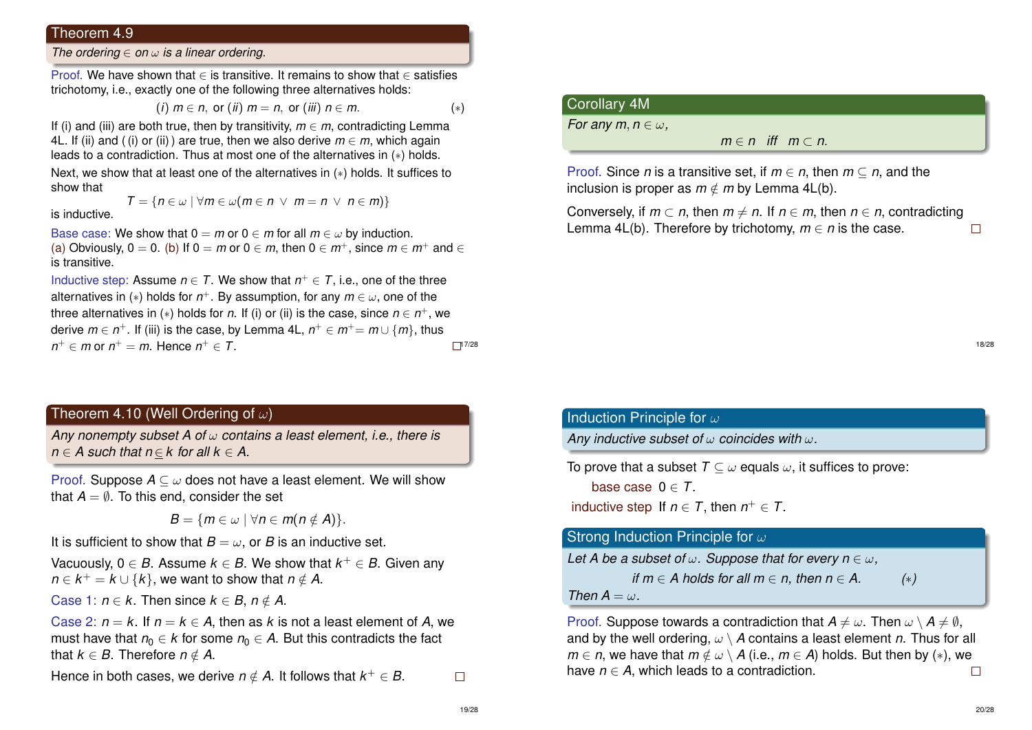### Theorem 4.9

*The ordering $\in$ on $\omega$ is a linear ordering.*

Proof. We have shown that $\in$ is transitive. It remains to show that $\in$ satisfies trichotomy, i.e., exactly one of the following three alternatives holds:

$$(i)\ m \in n, \text{ or } (ii)\ m = n, \text{ or } (iii)\ n \in m. \qquad (*)$$

If (i) and (iii) are both true, then by transitivity, $m \in m$, contradicting Lemma 4L. If (ii) and ( (i) or (ii) ) are true, then we also derive $m \in m$, which again leads to a contradiction. Thus at most one of the alternatives in $(*)$ holds.

Next, we show that at least one of the alternatives in $(*)$ holds. It suffices to show that

$$T = \{n \in \omega \mid \forall m \in \omega (m \in n \ \vee \ m = n \ \vee \ n \in m)\}$$

is inductive.

Base case: We show that $0 = m$ or $0 \in m$ for all $m \in \omega$ by induction. (a) Obviously, $0 = 0$. (b) If $0 = m$ or $0 \in m$, then $0 \in m^+$, since $m \in m^+$ and $\in$ is transitive.

Inductive step: Assume $n \in T$. We show that $n^+ \in T$, i.e., one of the three alternatives in $(*)$ holds for $n^+$. By assumption, for any $m \in \omega$, one of the three alternatives in $(*)$ holds for $n$. If (i) or (ii) is the case, since $n \in n^+$, we derive $m \in n^+$. If (iii) is the case, by Lemma 4L, $n^+ \in m^+ = m \cup \{m\}$, thus $n^+ \in m$ or $n^+ = m$. Hence $n^+ \in T$. □

### Corollary 4M

*For any $m, n \in \omega$,*

$$m \in n \quad \text{iff} \quad m \subset n.$$

Proof. Since $n$ is a transitive set, if $m \in n$, then $m \subseteq n$, and the inclusion is proper as $m \notin m$ by Lemma 4L(b).

Conversely, if $m \subset n$, then $m \neq n$. If $n \in m$, then $n \in n$, contradicting Lemma 4L(b). Therefore by trichotomy, $m \in n$ is the case. □

### Theorem 4.10 (Well Ordering of $\omega$)

*Any nonempty subset $A$ of $\omega$ contains a least element, i.e., there is $n \in A$ such that $n \underline{\in} k$ for all $k \in A$.*

Proof. Suppose $A \subseteq \omega$ does not have a least element. We will show that $A = \emptyset$. To this end, consider the set

$$B = \{m \in \omega \mid \forall n \in m (n \notin A)\}.$$

It is sufficient to show that $B = \omega$, or $B$ is an inductive set.

Vacuously, $0 \in B$. Assume $k \in B$. We show that $k^+ \in B$. Given any $n \in k^+ = k \cup \{k\}$, we want to show that $n \notin A$.

Case 1: $n \in k$. Then since $k \in B$, $n \notin A$.

Case 2: $n = k$. If $n = k \in A$, then as $k$ is not a least element of $A$, we must have that $n_0 \in k$ for some $n_0 \in A$. But this contradicts the fact that $k \in B$. Therefore $n \notin A$.

Hence in both cases, we derive $n \notin A$. It follows that $k^+ \in B$. □

### Induction Principle for $\omega$

*Any inductive subset of $\omega$ coincides with $\omega$.*

To prove that a subset $T \subseteq \omega$ equals $\omega$, it suffices to prove:

- base case $0 \in T$.
- inductive step If $n \in T$, then $n^+ \in T$.

### Strong Induction Principle for $\omega$

*Let $A$ be a subset of $\omega$. Suppose that for every $n \in \omega$,*

$$\text{if } m \in A \text{ holds for all } m \in n, \text{ then } n \in A. \qquad (*)$$

*Then $A = \omega$.*

Proof. Suppose towards a contradiction that $A \neq \omega$. Then $\omega \setminus A \neq \emptyset$, and by the well ordering, $\omega \setminus A$ contains a least element $n$. Thus for all $m \in n$, we have that $m \notin \omega \setminus A$ (i.e., $m \in A$) holds. But then by $(*)$, we have $n \in A$, which leads to a contradiction. □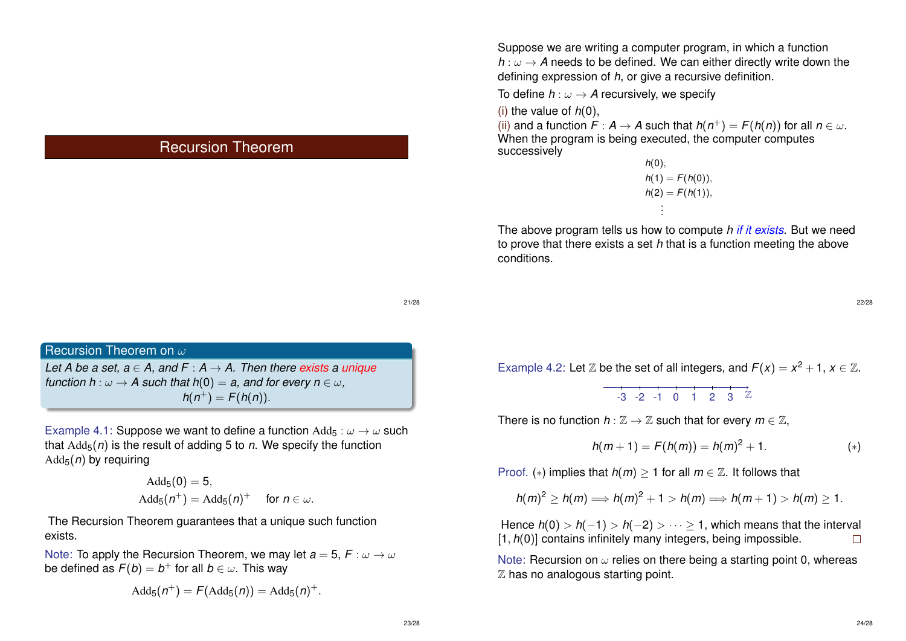# Recursion Theorem

Suppose we are writing a computer program, in which a function $h : \omega \to A$ needs to be defined. We can either directly write down the defining expression of $h$, or give a recursive definition.

To define $h : \omega \to A$ recursively, we specify

(i) the value of $h(0)$,
(ii) and a function $F : A \to A$ such that $h(n^+) = F(h(n))$ for all $n \in \omega$.

When the program is being executed, the computer computes successively

$$
\begin{aligned}
&h(0),\\
&h(1) = F(h(0)),\\
&h(2) = F(h(1)),\\
&\quad\vdots
\end{aligned}
$$

The above program tells us how to compute $h$ *if it exists*. But we need to prove that there exists a set $h$ that is a function meeting the above conditions.

## Recursion Theorem on $\omega$

*Let $A$ be a set, $a \in A$, and $F : A \to A$. Then there exists a unique function $h : \omega \to A$ such that $h(0) = a$, and for every $n \in \omega$,*

$$h(n^+) = F(h(n)).$$

Example 4.1: Suppose we want to define a function $\mathrm{Add}_5 : \omega \to \omega$ such that $\mathrm{Add}_5(n)$ is the result of adding 5 to $n$. We specify the function $\mathrm{Add}_5(n)$ by requiring

$$
\begin{aligned}
\mathrm{Add}_5(0) &= 5,\\
\mathrm{Add}_5(n^+) &= \mathrm{Add}_5(n)^+ \quad \text{for } n \in \omega.
\end{aligned}
$$

The Recursion Theorem guarantees that a unique such function exists.

Note: To apply the Recursion Theorem, we may let $a = 5$, $F : \omega \to \omega$ be defined as $F(b) = b^+$ for all $b \in \omega$. This way

$$\mathrm{Add}_5(n^+) = F(\mathrm{Add}_5(n)) = \mathrm{Add}_5(n)^+.$$

Example 4.2: Let $\mathbb{Z}$ be the set of all integers, and $F(x) = x^2 + 1$, $x \in \mathbb{Z}$.

-3 -2 -1 0 1 2 3 $\mathbb{Z}$

There is no function $h : \mathbb{Z} \to \mathbb{Z}$ such that for every $m \in \mathbb{Z}$,

$$h(m+1) = F(h(m)) = h(m)^2 + 1. \qquad (*)$$

Proof. $(*)$ implies that $h(m) \geq 1$ for all $m \in \mathbb{Z}$. It follows that

$$h(m)^2 \geq h(m) \implies h(m)^2 + 1 > h(m) \implies h(m+1) > h(m) \geq 1.$$

Hence $h(0) > h(-1) > h(-2) > \cdots \geq 1$, which means that the interval $[1, h(0)]$ contains infinitely many integers, being impossible. □

Note: Recursion on $\omega$ relies on there being a starting point 0, whereas $\mathbb{Z}$ has no analogous starting point.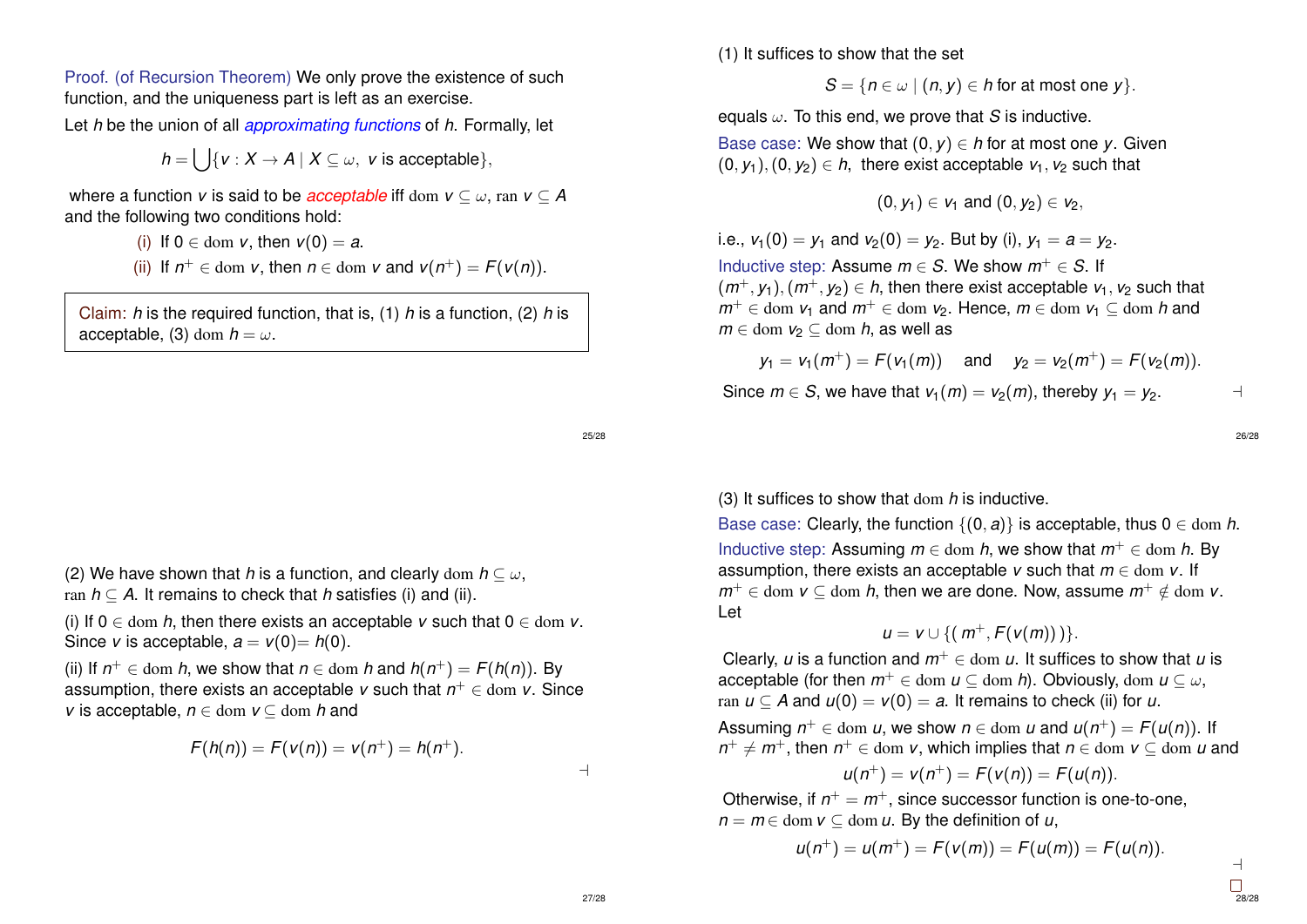Proof. (of Recursion Theorem) We only prove the existence of such function, and the uniqueness part is left as an exercise.

Let $h$ be the union of all *approximating functions* of $h$. Formally, let

$$h = \bigcup \{v : X \to A \mid X \subseteq \omega,\ v \text{ is acceptable}\},$$

where a function $v$ is said to be *acceptable* iff $\operatorname{dom} v \subseteq \omega$, $\operatorname{ran} v \subseteq A$ and the following two conditions hold:

(i) If $0 \in \operatorname{dom} v$, then $v(0) = a$.

(ii) If $n^+ \in \operatorname{dom} v$, then $n \in \operatorname{dom} v$ and $v(n^+) = F(v(n))$.

> Claim: $h$ is the required function, that is, (1) $h$ is a function, (2) $h$ is acceptable, (3) $\operatorname{dom} h = \omega$.

(1) It suffices to show that the set

$$S = \{n \in \omega \mid (n, y) \in h \text{ for at most one } y\}.$$

equals $\omega$. To this end, we prove that $S$ is inductive.

Base case: We show that $(0, y) \in h$ for at most one $y$. Given $(0, y_1), (0, y_2) \in h$, there exist acceptable $v_1, v_2$ such that

$$(0, y_1) \in v_1 \text{ and } (0, y_2) \in v_2,$$

i.e., $v_1(0) = y_1$ and $v_2(0) = y_2$. But by (i), $y_1 = a = y_2$.

Inductive step: Assume $m \in S$. We show $m^+ \in S$. If $(m^+, y_1), (m^+, y_2) \in h$, then there exist acceptable $v_1, v_2$ such that $m^+ \in \operatorname{dom} v_1$ and $m^+ \in \operatorname{dom} v_2$. Hence, $m \in \operatorname{dom} v_1 \subseteq \operatorname{dom} h$ and $m \in \operatorname{dom} v_2 \subseteq \operatorname{dom} h$, as well as

$$y_1 = v_1(m^+) = F(v_1(m)) \quad \text{and} \quad y_2 = v_2(m^+) = F(v_2(m)).$$

Since $m \in S$, we have that $v_1(m) = v_2(m)$, thereby $y_1 = y_2$. ⊣

(2) We have shown that $h$ is a function, and clearly $\operatorname{dom} h \subseteq \omega$, $\operatorname{ran} h \subseteq A$. It remains to check that $h$ satisfies (i) and (ii).

(i) If $0 \in \operatorname{dom} h$, then there exists an acceptable $v$ such that $0 \in \operatorname{dom} v$. Since $v$ is acceptable, $a = v(0) = h(0)$.

(ii) If $n^+ \in \operatorname{dom} h$, we show that $n \in \operatorname{dom} h$ and $h(n^+) = F(h(n))$. By assumption, there exists an acceptable $v$ such that $n^+ \in \operatorname{dom} v$. Since $v$ is acceptable, $n \in \operatorname{dom} v \subseteq \operatorname{dom} h$ and

$$F(h(n)) = F(v(n)) = v(n^+) = h(n^+).$$

⊣

(3) It suffices to show that $\operatorname{dom} h$ is inductive.

Base case: Clearly, the function $\{(0, a)\}$ is acceptable, thus $0 \in \operatorname{dom} h$.

Inductive step: Assuming $m \in \operatorname{dom} h$, we show that $m^+ \in \operatorname{dom} h$. By assumption, there exists an acceptable $v$ such that $m \in \operatorname{dom} v$. If $m^+ \in \operatorname{dom} v \subseteq \operatorname{dom} h$, then we are done. Now, assume $m^+ \notin \operatorname{dom} v$. Let

$$u = v \cup \{(m^+, F(v(m)))\}.$$

Clearly, $u$ is a function and $m^+ \in \operatorname{dom} u$. It suffices to show that $u$ is acceptable (for then $m^+ \in \operatorname{dom} u \subseteq \operatorname{dom} h$). Obviously, $\operatorname{dom} u \subseteq \omega$, $\operatorname{ran} u \subseteq A$ and $u(0) = v(0) = a$. It remains to check (ii) for $u$.

Assuming $n^+ \in \operatorname{dom} u$, we show $n \in \operatorname{dom} u$ and $u(n^+) = F(u(n))$. If $n^+ \neq m^+$, then $n^+ \in \operatorname{dom} v$, which implies that $n \in \operatorname{dom} v \subseteq \operatorname{dom} u$ and

$$u(n^+) = v(n^+) = F(v(n)) = F(u(n)).$$

Otherwise, if $n^+ = m^+$, since successor function is one-to-one, $n = m \in \operatorname{dom} v \subseteq \operatorname{dom} u$. By the definition of $u$,

$$u(n^+) = u(m^+) = F(v(m)) = F(u(m)) = F(u(n)).$$

⊣

□